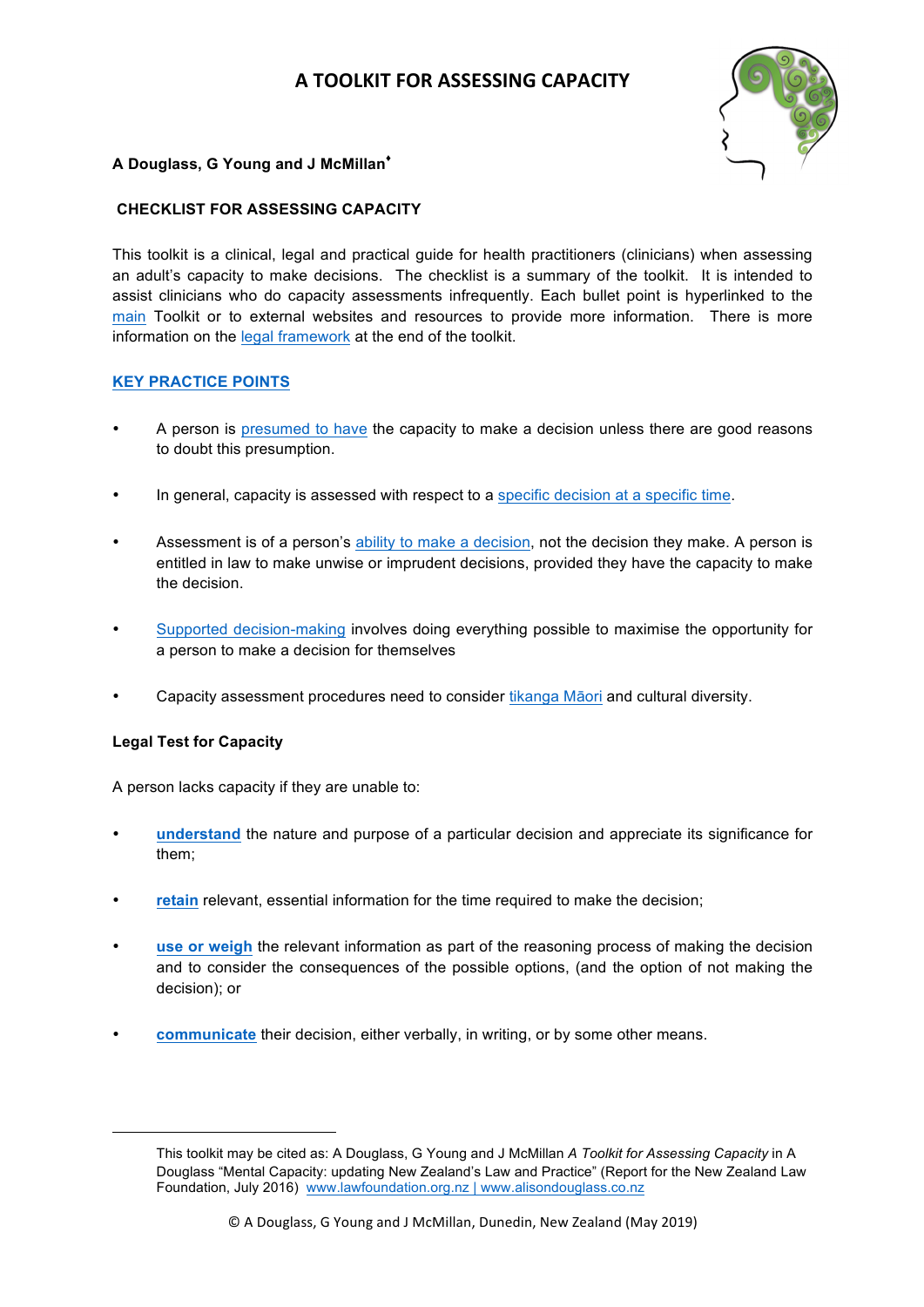# A TOOLKIT FOR ASSESSING CAPACITY

**A Douglass, G Young and J McMillan**[♦]

## CHECKLIST FOR ASSESSING CAPACITY

This toolkit is a clinical, legal and practical guide for health practitioners (clinicians) when assessing an adult's capacity to make decisions. The checklist is a summary of the toolkit. It is intended to assist clinicians who do capacity assessments infrequently. Each bullet point is hyperlinked to the main Toolkit or to external websites and resources to provide more information. There is more information on the legal framework at the end of the toolkit.

### KEY PRACTICE POINTS

- A person is presumed to have the capacity to make a decision unless there are good reasons to doubt this presumption.
- In general, capacity is assessed with respect to a specific decision at a specific time.
- Assessment is of a person's ability to make a decision, not the decision they make. A person is entitled in law to make unwise or imprudent decisions, provided they have the capacity to make the decision.
- Supported decision-making involves doing everything possible to maximise the opportunity for a person to make a decision for themselves
- Capacity assessment procedures need to consider tikanga Māori and cultural diversity.

**Legal Test for Capacity**

A person lacks capacity if they are unable to:

- **understand** the nature and purpose of a particular decision and appreciate its significance for them;
- **retain** relevant, essential information for the time required to make the decision;
- **use or weigh** the relevant information as part of the reasoning process of making the decision and to consider the consequences of the possible options, (and the option of not making the decision); or
- **communicate** their decision, either verbally, in writing, or by some other means.

---

♦ This toolkit may be cited as: A Douglass, G Young and J McMillan *A Toolkit for Assessing Capacity* in A Douglass "Mental Capacity: updating New Zealand's Law and Practice" (Report for the New Zealand Law Foundation, July 2016) www.lawfoundation.org.nz | www.alisondouglass.co.nz

© A Douglass, G Young and J McMillan, Dunedin, New Zealand (May 2019)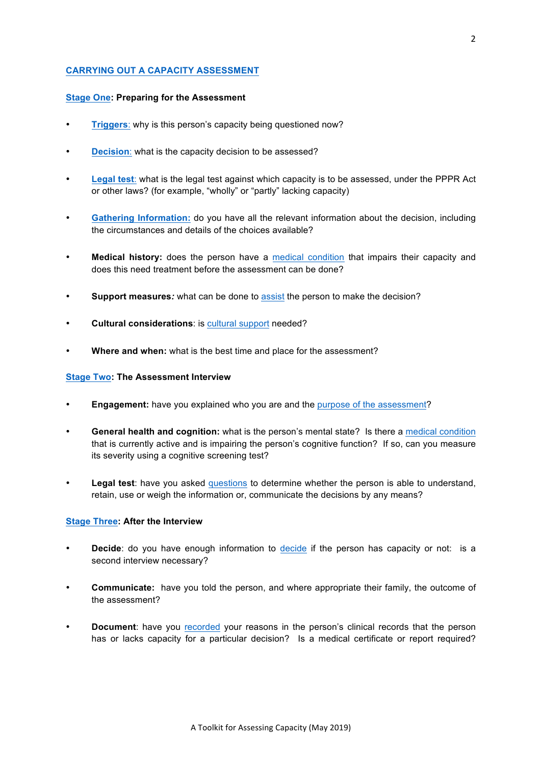## CARRYING OUT A CAPACITY ASSESSMENT

### Stage One: Preparing for the Assessment

- **Triggers:** why is this person's capacity being questioned now?
- **Decision:** what is the capacity decision to be assessed?
- **Legal test:** what is the legal test against which capacity is to be assessed, under the PPPR Act or other laws? (for example, "wholly" or "partly" lacking capacity)
- **Gathering Information:** do you have all the relevant information about the decision, including the circumstances and details of the choices available?
- **Medical history:** does the person have a medical condition that impairs their capacity and does this need treatment before the assessment can be done?
- **Support measures:** what can be done to assist the person to make the decision?
- **Cultural considerations**: is cultural support needed?
- **Where and when:** what is the best time and place for the assessment?

### Stage Two: The Assessment Interview

- **Engagement:** have you explained who you are and the purpose of the assessment?
- **General health and cognition:** what is the person's mental state? Is there a medical condition that is currently active and is impairing the person's cognitive function? If so, can you measure its severity using a cognitive screening test?
- **Legal test**: have you asked questions to determine whether the person is able to understand, retain, use or weigh the information or, communicate the decisions by any means?

### Stage Three: After the Interview

- **Decide**: do you have enough information to decide if the person has capacity or not: is a second interview necessary?
- **Communicate:** have you told the person, and where appropriate their family, the outcome of the assessment?
- **Document**: have you recorded your reasons in the person's clinical records that the person has or lacks capacity for a particular decision? Is a medical certificate or report required?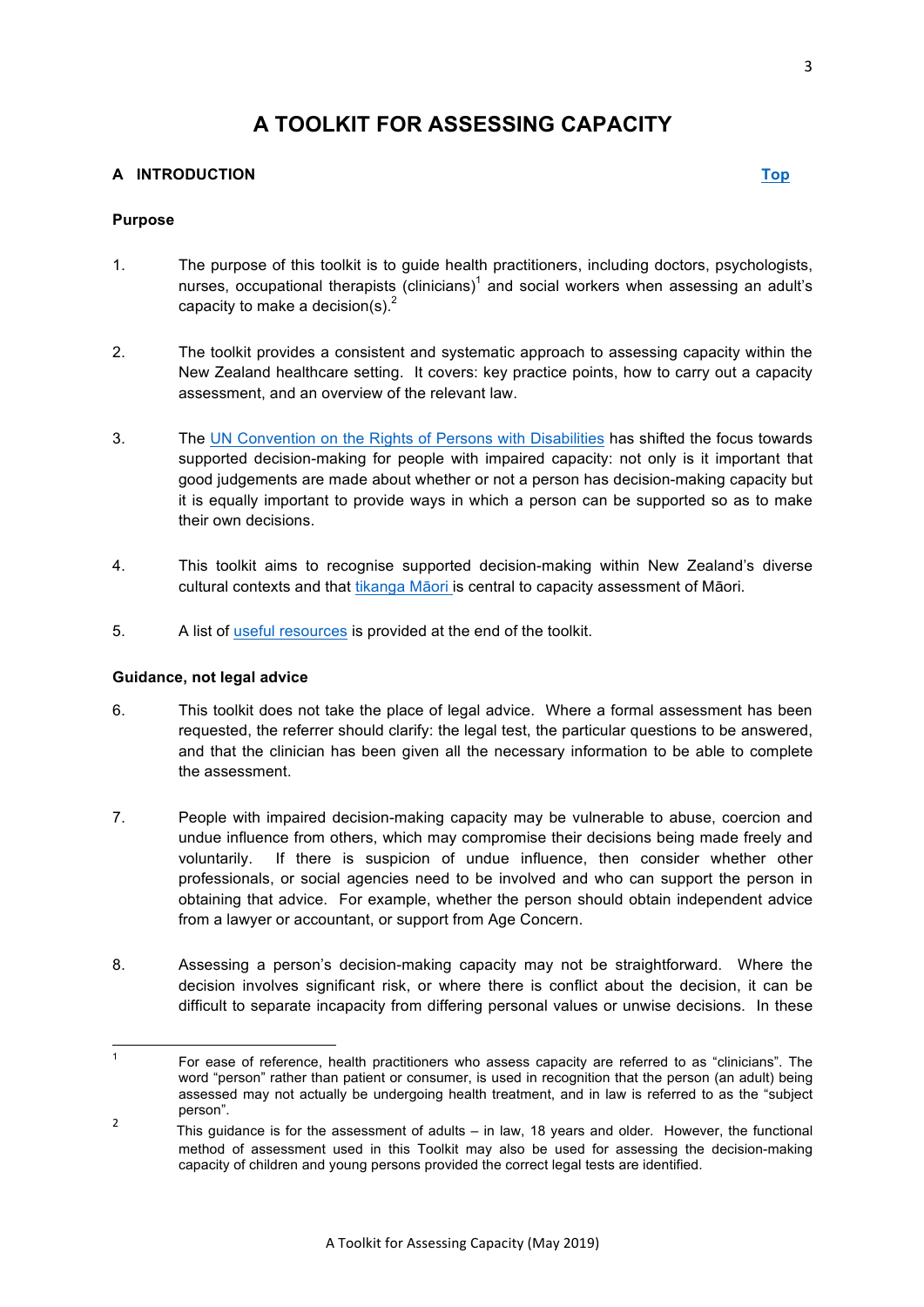# A TOOLKIT FOR ASSESSING CAPACITY

## A INTRODUCTION

Top

### Purpose

1. The purpose of this toolkit is to guide health practitioners, including doctors, psychologists, nurses, occupational therapists (clinicians)[1] and social workers when assessing an adult's capacity to make a decision(s).[2]

2. The toolkit provides a consistent and systematic approach to assessing capacity within the New Zealand healthcare setting. It covers: key practice points, how to carry out a capacity assessment, and an overview of the relevant law.

3. The UN Convention on the Rights of Persons with Disabilities has shifted the focus towards supported decision-making for people with impaired capacity: not only is it important that good judgements are made about whether or not a person has decision-making capacity but it is equally important to provide ways in which a person can be supported so as to make their own decisions.

4. This toolkit aims to recognise supported decision-making within New Zealand's diverse cultural contexts and that tikanga Māori is central to capacity assessment of Māori.

5. A list of useful resources is provided at the end of the toolkit.

### Guidance, not legal advice

6. This toolkit does not take the place of legal advice. Where a formal assessment has been requested, the referrer should clarify: the legal test, the particular questions to be answered, and that the clinician has been given all the necessary information to be able to complete the assessment.

7. People with impaired decision-making capacity may be vulnerable to abuse, coercion and undue influence from others, which may compromise their decisions being made freely and voluntarily. If there is suspicion of undue influence, then consider whether other professionals, or social agencies need to be involved and who can support the person in obtaining that advice. For example, whether the person should obtain independent advice from a lawyer or accountant, or support from Age Concern.

8. Assessing a person's decision-making capacity may not be straightforward. Where the decision involves significant risk, or where there is conflict about the decision, it can be difficult to separate incapacity from differing personal values or unwise decisions. In these

---

[1] For ease of reference, health practitioners who assess capacity are referred to as "clinicians". The word "person" rather than patient or consumer, is used in recognition that the person (an adult) being assessed may not actually be undergoing health treatment, and in law is referred to as the "subject person".

[2] This guidance is for the assessment of adults – in law, 18 years and older. However, the functional method of assessment used in this Toolkit may also be used for assessing the decision-making capacity of children and young persons provided the correct legal tests are identified.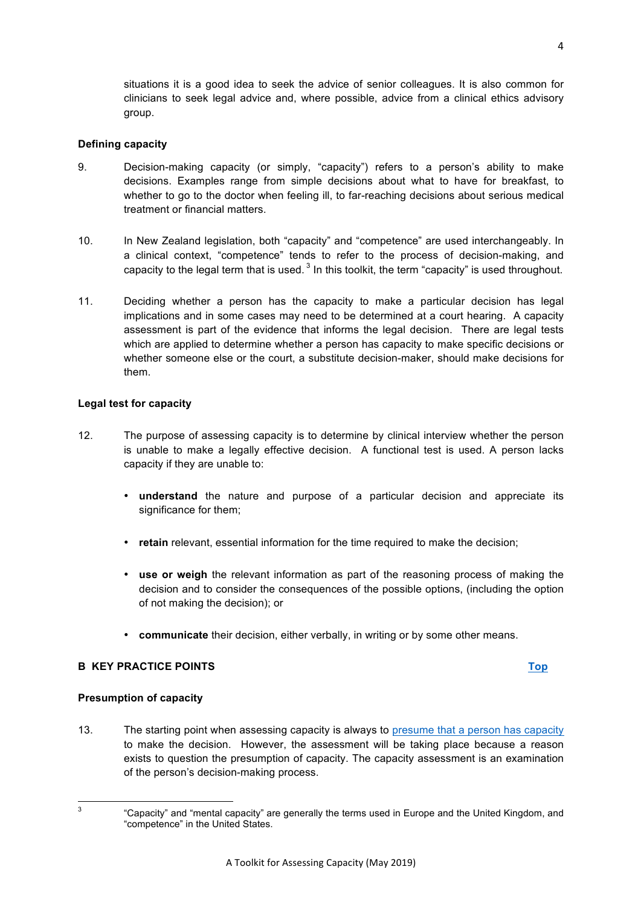situations it is a good idea to seek the advice of senior colleagues. It is also common for clinicians to seek legal advice and, where possible, advice from a clinical ethics advisory group.

### Defining capacity

9. Decision-making capacity (or simply, "capacity") refers to a person's ability to make decisions. Examples range from simple decisions about what to have for breakfast, to whether to go to the doctor when feeling ill, to far-reaching decisions about serious medical treatment or financial matters.

10. In New Zealand legislation, both "capacity" and "competence" are used interchangeably. In a clinical context, "competence" tends to refer to the process of decision-making, and capacity to the legal term that is used.[3] In this toolkit, the term "capacity" is used throughout.

11. Deciding whether a person has the capacity to make a particular decision has legal implications and in some cases may need to be determined at a court hearing. A capacity assessment is part of the evidence that informs the legal decision. There are legal tests which are applied to determine whether a person has capacity to make specific decisions or whether someone else or the court, a substitute decision-maker, should make decisions for them.

### Legal test for capacity

12. The purpose of assessing capacity is to determine by clinical interview whether the person is unable to make a legally effective decision. A functional test is used. A person lacks capacity if they are unable to:

- **understand** the nature and purpose of a particular decision and appreciate its significance for them;
- **retain** relevant, essential information for the time required to make the decision;
- **use or weigh** the relevant information as part of the reasoning process of making the decision and to consider the consequences of the possible options, (including the option of not making the decision); or
- **communicate** their decision, either verbally, in writing or by some other means.

## B KEY PRACTICE POINTS

[Top]

### Presumption of capacity

13. The starting point when assessing capacity is always to presume that a person has capacity to make the decision. However, the assessment will be taking place because a reason exists to question the presumption of capacity. The capacity assessment is an examination of the person's decision-making process.

---

[3] "Capacity" and "mental capacity" are generally the terms used in Europe and the United Kingdom, and "competence" in the United States.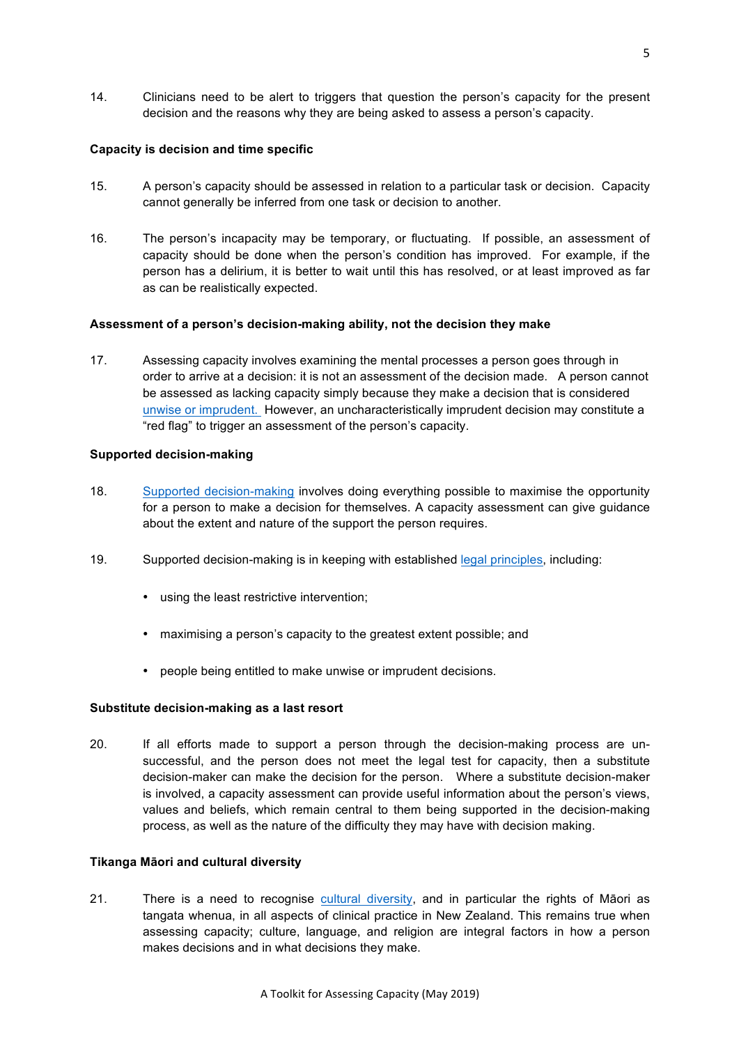14. Clinicians need to be alert to triggers that question the person's capacity for the present decision and the reasons why they are being asked to assess a person's capacity.

**Capacity is decision and time specific**

15. A person's capacity should be assessed in relation to a particular task or decision. Capacity cannot generally be inferred from one task or decision to another.

16. The person's incapacity may be temporary, or fluctuating. If possible, an assessment of capacity should be done when the person's condition has improved. For example, if the person has a delirium, it is better to wait until this has resolved, or at least improved as far as can be realistically expected.

**Assessment of a person's decision-making ability, not the decision they make**

17. Assessing capacity involves examining the mental processes a person goes through in order to arrive at a decision: it is not an assessment of the decision made. A person cannot be assessed as lacking capacity simply because they make a decision that is considered unwise or imprudent. However, an uncharacteristically imprudent decision may constitute a "red flag" to trigger an assessment of the person's capacity.

**Supported decision-making**

18. Supported decision-making involves doing everything possible to maximise the opportunity for a person to make a decision for themselves. A capacity assessment can give guidance about the extent and nature of the support the person requires.

19. Supported decision-making is in keeping with established legal principles, including:

- using the least restrictive intervention;
- maximising a person's capacity to the greatest extent possible; and
- people being entitled to make unwise or imprudent decisions.

**Substitute decision-making as a last resort**

20. If all efforts made to support a person through the decision-making process are un-successful, and the person does not meet the legal test for capacity, then a substitute decision-maker can make the decision for the person. Where a substitute decision-maker is involved, a capacity assessment can provide useful information about the person's views, values and beliefs, which remain central to them being supported in the decision-making process, as well as the nature of the difficulty they may have with decision making.

**Tikanga Māori and cultural diversity**

21. There is a need to recognise cultural diversity, and in particular the rights of Māori as tangata whenua, in all aspects of clinical practice in New Zealand. This remains true when assessing capacity; culture, language, and religion are integral factors in how a person makes decisions and in what decisions they make.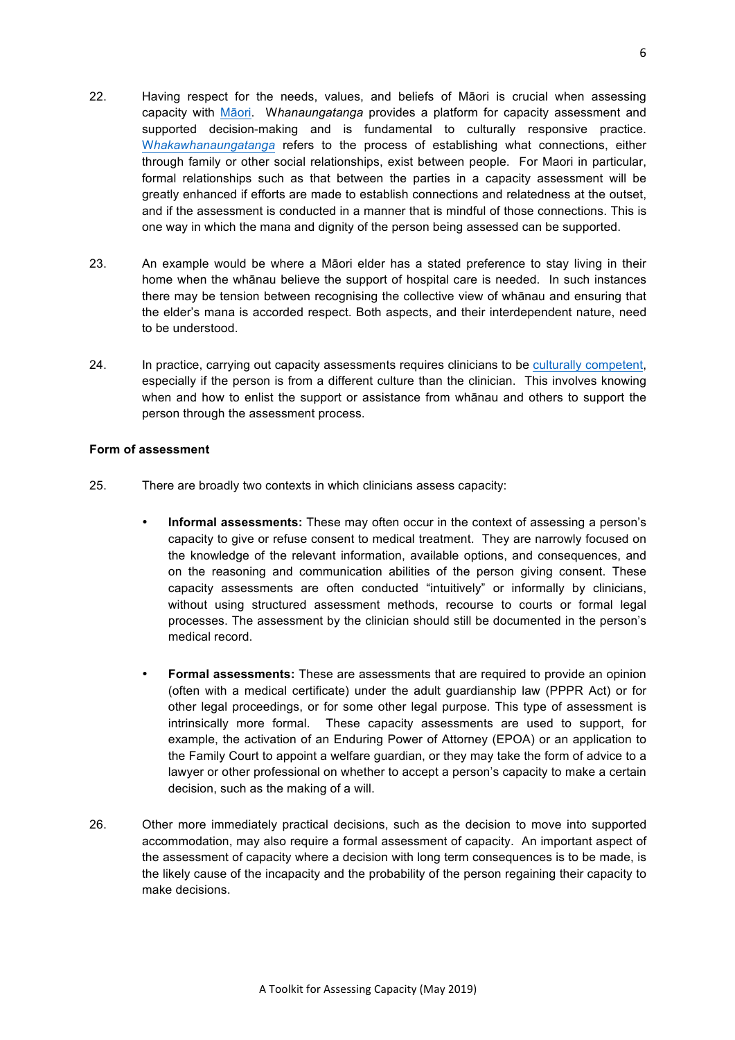22. Having respect for the needs, values, and beliefs of Māori is crucial when assessing capacity with Māori. W*hanaungatanga* provides a platform for capacity assessment and supported decision-making and is fundamental to culturally responsive practice. *Whakawhanaungatanga* refers to the process of establishing what connections, either through family or other social relationships, exist between people. For Maori in particular, formal relationships such as that between the parties in a capacity assessment will be greatly enhanced if efforts are made to establish connections and relatedness at the outset, and if the assessment is conducted in a manner that is mindful of those connections. This is one way in which the mana and dignity of the person being assessed can be supported.

23. An example would be where a Māori elder has a stated preference to stay living in their home when the whānau believe the support of hospital care is needed. In such instances there may be tension between recognising the collective view of whānau and ensuring that the elder's mana is accorded respect. Both aspects, and their interdependent nature, need to be understood.

24. In practice, carrying out capacity assessments requires clinicians to be culturally competent, especially if the person is from a different culture than the clinician. This involves knowing when and how to enlist the support or assistance from whānau and others to support the person through the assessment process.

**Form of assessment**

25. There are broadly two contexts in which clinicians assess capacity:

- **Informal assessments:** These may often occur in the context of assessing a person's capacity to give or refuse consent to medical treatment. They are narrowly focused on the knowledge of the relevant information, available options, and consequences, and on the reasoning and communication abilities of the person giving consent. These capacity assessments are often conducted "intuitively" or informally by clinicians, without using structured assessment methods, recourse to courts or formal legal processes. The assessment by the clinician should still be documented in the person's medical record.

- **Formal assessments:** These are assessments that are required to provide an opinion (often with a medical certificate) under the adult guardianship law (PPPR Act) or for other legal proceedings, or for some other legal purpose. This type of assessment is intrinsically more formal. These capacity assessments are used to support, for example, the activation of an Enduring Power of Attorney (EPOA) or an application to the Family Court to appoint a welfare guardian, or they may take the form of advice to a lawyer or other professional on whether to accept a person's capacity to make a certain decision, such as the making of a will.

26. Other more immediately practical decisions, such as the decision to move into supported accommodation, may also require a formal assessment of capacity. An important aspect of the assessment of capacity where a decision with long term consequences is to be made, is the likely cause of the incapacity and the probability of the person regaining their capacity to make decisions.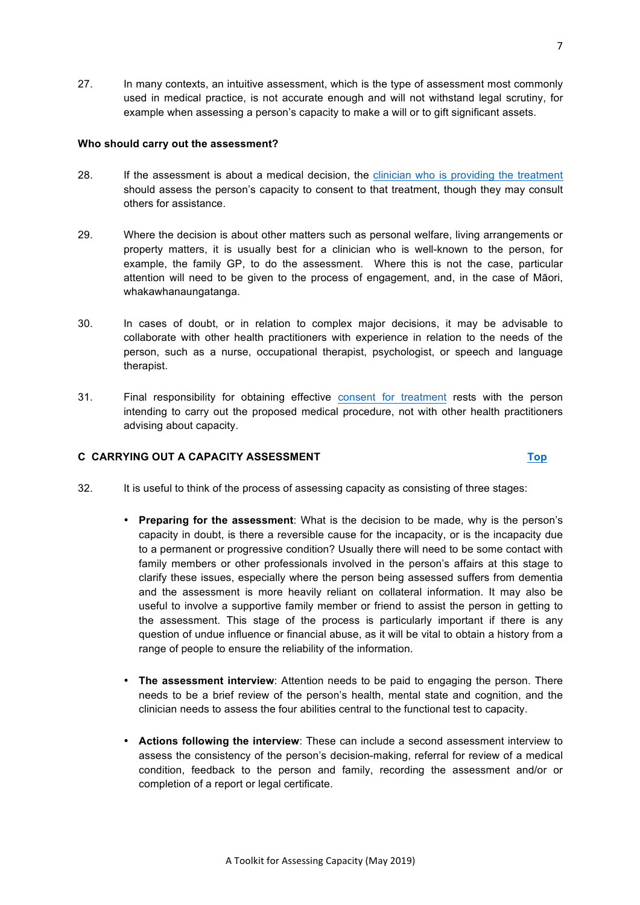27. In many contexts, an intuitive assessment, which is the type of assessment most commonly used in medical practice, is not accurate enough and will not withstand legal scrutiny, for example when assessing a person's capacity to make a will or to gift significant assets.

**Who should carry out the assessment?**

28. If the assessment is about a medical decision, the clinician who is providing the treatment should assess the person's capacity to consent to that treatment, though they may consult others for assistance.

29. Where the decision is about other matters such as personal welfare, living arrangements or property matters, it is usually best for a clinician who is well-known to the person, for example, the family GP, to do the assessment. Where this is not the case, particular attention will need to be given to the process of engagement, and, in the case of Māori, whakawhanaungatanga.

30. In cases of doubt, or in relation to complex major decisions, it may be advisable to collaborate with other health practitioners with experience in relation to the needs of the person, such as a nurse, occupational therapist, psychologist, or speech and language therapist.

31. Final responsibility for obtaining effective consent for treatment rests with the person intending to carry out the proposed medical procedure, not with other health practitioners advising about capacity.

## C CARRYING OUT A CAPACITY ASSESSMENT

Top

32. It is useful to think of the process of assessing capacity as consisting of three stages:

- **Preparing for the assessment**: What is the decision to be made, why is the person's capacity in doubt, is there a reversible cause for the incapacity, or is the incapacity due to a permanent or progressive condition? Usually there will need to be some contact with family members or other professionals involved in the person's affairs at this stage to clarify these issues, especially where the person being assessed suffers from dementia and the assessment is more heavily reliant on collateral information. It may also be useful to involve a supportive family member or friend to assist the person in getting to the assessment. This stage of the process is particularly important if there is any question of undue influence or financial abuse, as it will be vital to obtain a history from a range of people to ensure the reliability of the information.

- **The assessment interview**: Attention needs to be paid to engaging the person. There needs to be a brief review of the person's health, mental state and cognition, and the clinician needs to assess the four abilities central to the functional test to capacity.

- **Actions following the interview**: These can include a second assessment interview to assess the consistency of the person's decision-making, referral for review of a medical condition, feedback to the person and family, recording the assessment and/or or completion of a report or legal certificate.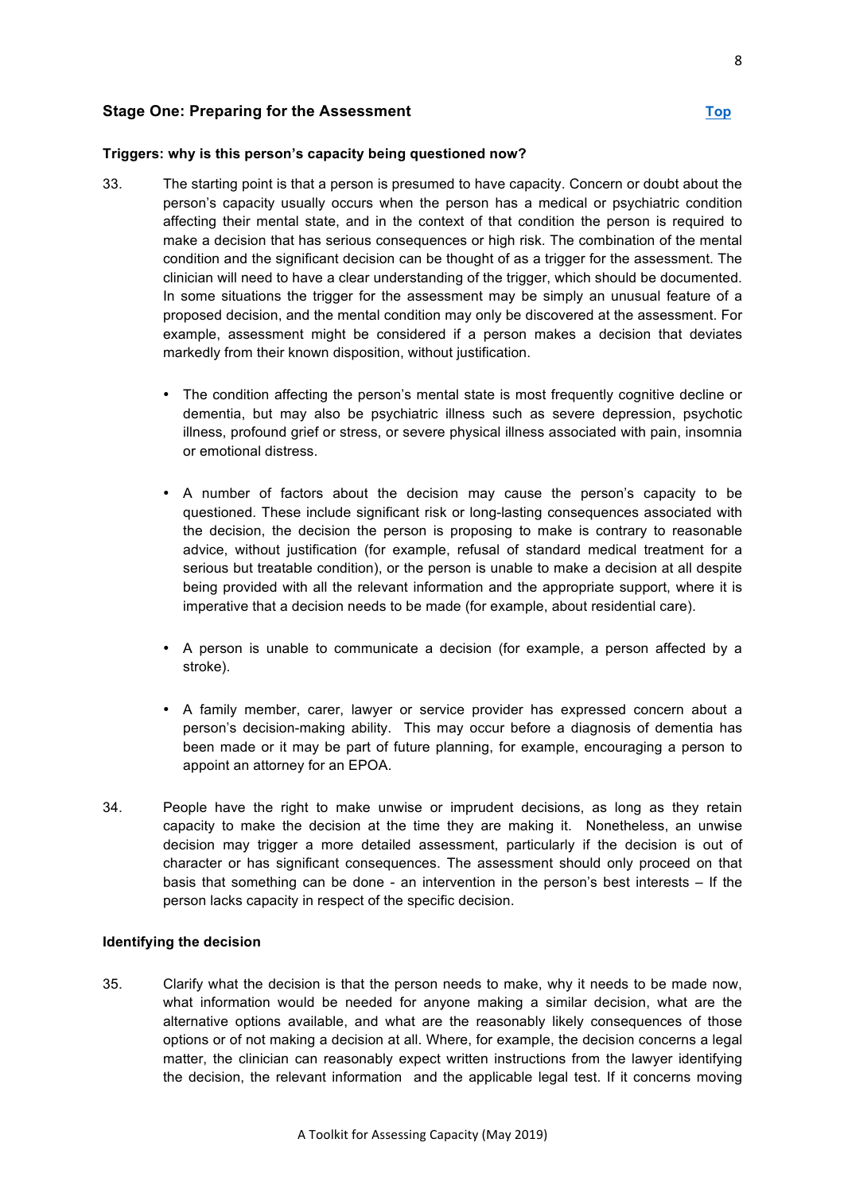## Stage One: Preparing for the Assessment

[Top]

### Triggers: why is this person's capacity being questioned now?

33. The starting point is that a person is presumed to have capacity. Concern or doubt about the person's capacity usually occurs when the person has a medical or psychiatric condition affecting their mental state, and in the context of that condition the person is required to make a decision that has serious consequences or high risk. The combination of the mental condition and the significant decision can be thought of as a trigger for the assessment. The clinician will need to have a clear understanding of the trigger, which should be documented. In some situations the trigger for the assessment may be simply an unusual feature of a proposed decision, and the mental condition may only be discovered at the assessment. For example, assessment might be considered if a person makes a decision that deviates markedly from their known disposition, without justification.

   - The condition affecting the person's mental state is most frequently cognitive decline or dementia, but may also be psychiatric illness such as severe depression, psychotic illness, profound grief or stress, or severe physical illness associated with pain, insomnia or emotional distress.

   - A number of factors about the decision may cause the person's capacity to be questioned. These include significant risk or long-lasting consequences associated with the decision, the decision the person is proposing to make is contrary to reasonable advice, without justification (for example, refusal of standard medical treatment for a serious but treatable condition), or the person is unable to make a decision at all despite being provided with all the relevant information and the appropriate support, where it is imperative that a decision needs to be made (for example, about residential care).

   - A person is unable to communicate a decision (for example, a person affected by a stroke).

   - A family member, carer, lawyer or service provider has expressed concern about a person's decision-making ability. This may occur before a diagnosis of dementia has been made or it may be part of future planning, for example, encouraging a person to appoint an attorney for an EPOA.

34. People have the right to make unwise or imprudent decisions, as long as they retain capacity to make the decision at the time they are making it. Nonetheless, an unwise decision may trigger a more detailed assessment, particularly if the decision is out of character or has significant consequences. The assessment should only proceed on that basis that something can be done - an intervention in the person's best interests – If the person lacks capacity in respect of the specific decision.

### Identifying the decision

35. Clarify what the decision is that the person needs to make, why it needs to be made now, what information would be needed for anyone making a similar decision, what are the alternative options available, and what are the reasonably likely consequences of those options or of not making a decision at all. Where, for example, the decision concerns a legal matter, the clinician can reasonably expect written instructions from the lawyer identifying the decision, the relevant information and the applicable legal test. If it concerns moving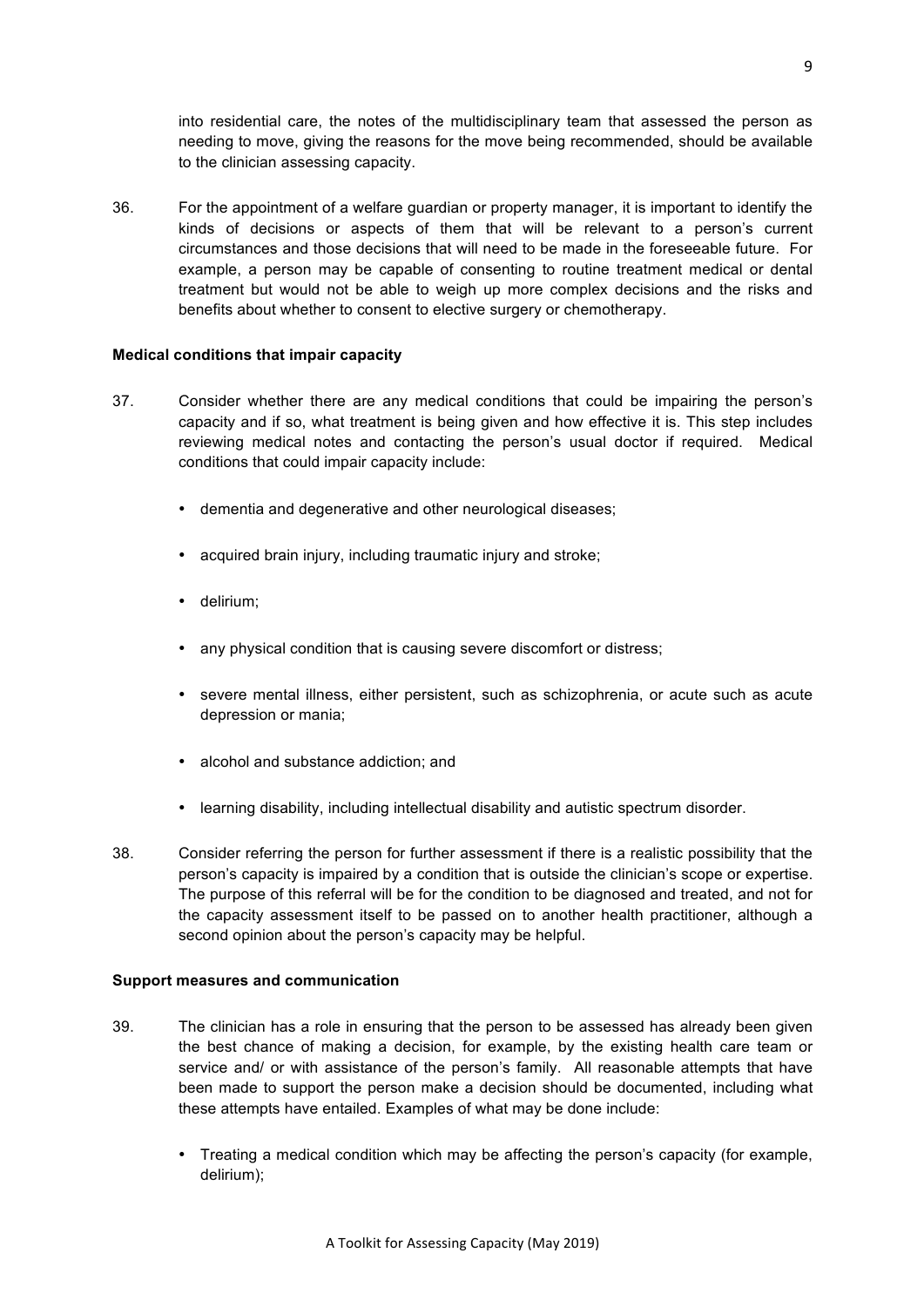into residential care, the notes of the multidisciplinary team that assessed the person as needing to move, giving the reasons for the move being recommended, should be available to the clinician assessing capacity.

36. For the appointment of a welfare guardian or property manager, it is important to identify the kinds of decisions or aspects of them that will be relevant to a person's current circumstances and those decisions that will need to be made in the foreseeable future. For example, a person may be capable of consenting to routine treatment medical or dental treatment but would not be able to weigh up more complex decisions and the risks and benefits about whether to consent to elective surgery or chemotherapy.

**Medical conditions that impair capacity**

37. Consider whether there are any medical conditions that could be impairing the person's capacity and if so, what treatment is being given and how effective it is. This step includes reviewing medical notes and contacting the person's usual doctor if required. Medical conditions that could impair capacity include:

- dementia and degenerative and other neurological diseases;
- acquired brain injury, including traumatic injury and stroke;
- delirium;
- any physical condition that is causing severe discomfort or distress;
- severe mental illness, either persistent, such as schizophrenia, or acute such as acute depression or mania;
- alcohol and substance addiction; and
- learning disability, including intellectual disability and autistic spectrum disorder.

38. Consider referring the person for further assessment if there is a realistic possibility that the person's capacity is impaired by a condition that is outside the clinician's scope or expertise. The purpose of this referral will be for the condition to be diagnosed and treated, and not for the capacity assessment itself to be passed on to another health practitioner, although a second opinion about the person's capacity may be helpful.

**Support measures and communication**

39. The clinician has a role in ensuring that the person to be assessed has already been given the best chance of making a decision, for example, by the existing health care team or service and/ or with assistance of the person's family. All reasonable attempts that have been made to support the person make a decision should be documented, including what these attempts have entailed. Examples of what may be done include:

- Treating a medical condition which may be affecting the person's capacity (for example, delirium);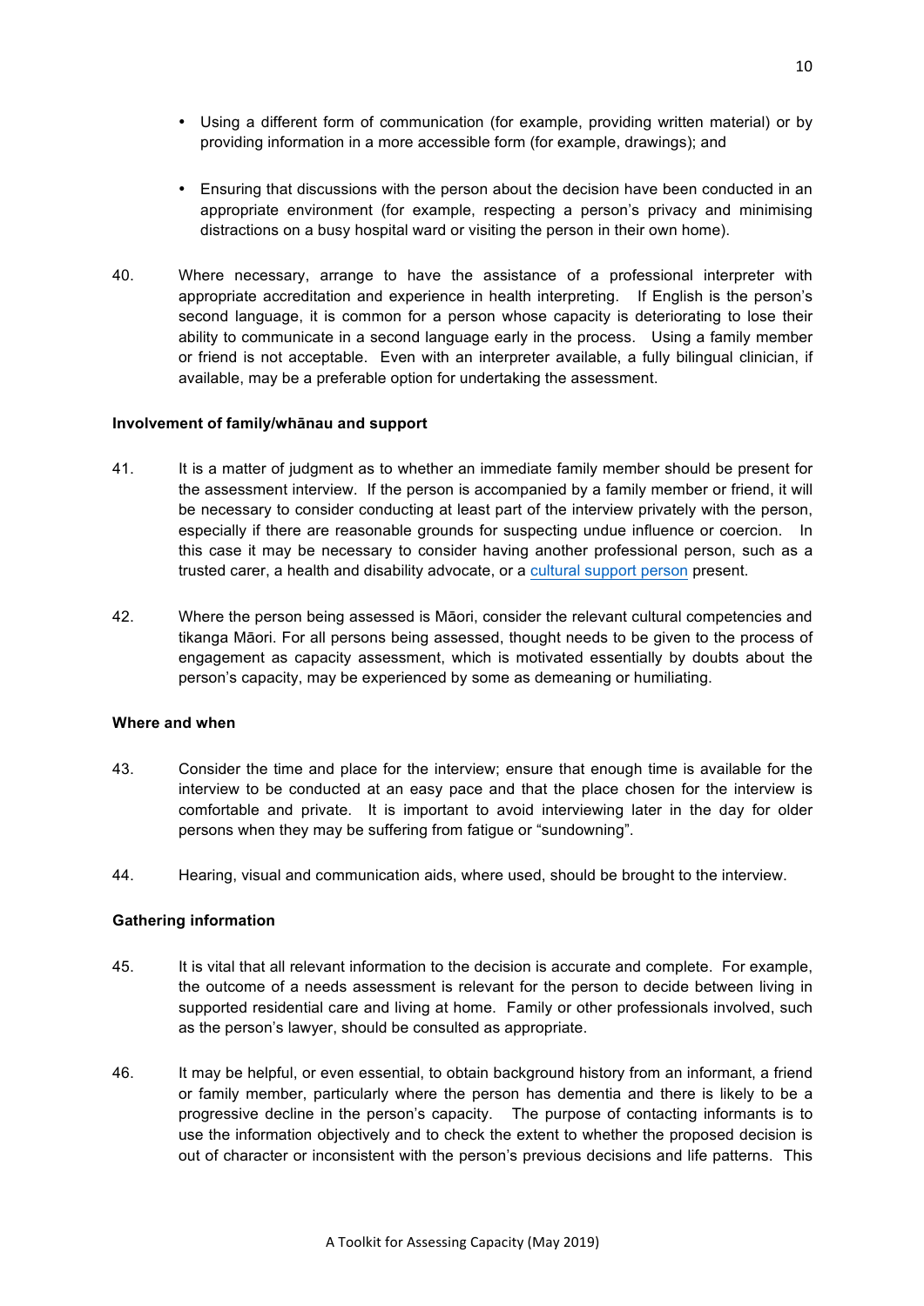- Using a different form of communication (for example, providing written material) or by providing information in a more accessible form (for example, drawings); and
- Ensuring that discussions with the person about the decision have been conducted in an appropriate environment (for example, respecting a person's privacy and minimising distractions on a busy hospital ward or visiting the person in their own home).

40. Where necessary, arrange to have the assistance of a professional interpreter with appropriate accreditation and experience in health interpreting. If English is the person's second language, it is common for a person whose capacity is deteriorating to lose their ability to communicate in a second language early in the process. Using a family member or friend is not acceptable. Even with an interpreter available, a fully bilingual clinician, if available, may be a preferable option for undertaking the assessment.

**Involvement of family/whānau and support**

41. It is a matter of judgment as to whether an immediate family member should be present for the assessment interview. If the person is accompanied by a family member or friend, it will be necessary to consider conducting at least part of the interview privately with the person, especially if there are reasonable grounds for suspecting undue influence or coercion. In this case it may be necessary to consider having another professional person, such as a trusted carer, a health and disability advocate, or a cultural support person present.

42. Where the person being assessed is Māori, consider the relevant cultural competencies and tikanga Māori. For all persons being assessed, thought needs to be given to the process of engagement as capacity assessment, which is motivated essentially by doubts about the person's capacity, may be experienced by some as demeaning or humiliating.

**Where and when**

43. Consider the time and place for the interview; ensure that enough time is available for the interview to be conducted at an easy pace and that the place chosen for the interview is comfortable and private. It is important to avoid interviewing later in the day for older persons when they may be suffering from fatigue or "sundowning".

44. Hearing, visual and communication aids, where used, should be brought to the interview.

**Gathering information**

45. It is vital that all relevant information to the decision is accurate and complete. For example, the outcome of a needs assessment is relevant for the person to decide between living in supported residential care and living at home. Family or other professionals involved, such as the person's lawyer, should be consulted as appropriate.

46. It may be helpful, or even essential, to obtain background history from an informant, a friend or family member, particularly where the person has dementia and there is likely to be a progressive decline in the person's capacity. The purpose of contacting informants is to use the information objectively and to check the extent to whether the proposed decision is out of character or inconsistent with the person's previous decisions and life patterns. This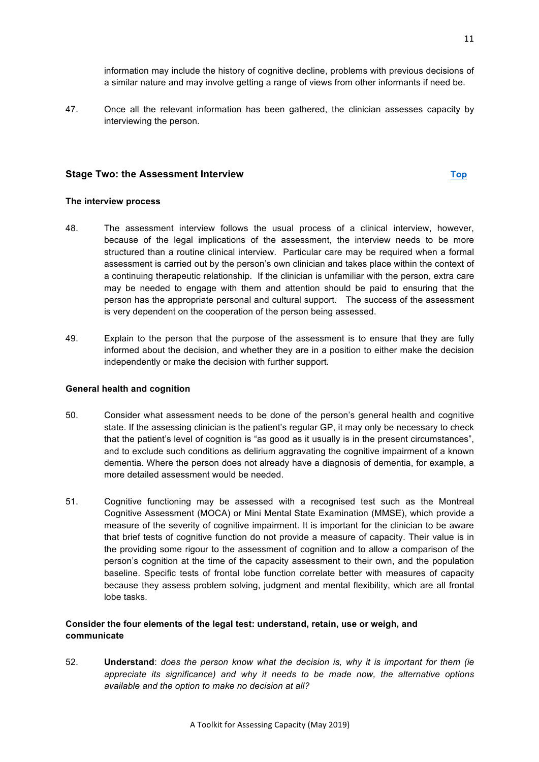information may include the history of cognitive decline, problems with previous decisions of a similar nature and may involve getting a range of views from other informants if need be.

47. Once all the relevant information has been gathered, the clinician assesses capacity by interviewing the person.

## Stage Two: the Assessment Interview

[Top]

### The interview process

48. The assessment interview follows the usual process of a clinical interview, however, because of the legal implications of the assessment, the interview needs to be more structured than a routine clinical interview. Particular care may be required when a formal assessment is carried out by the person's own clinician and takes place within the context of a continuing therapeutic relationship. If the clinician is unfamiliar with the person, extra care may be needed to engage with them and attention should be paid to ensuring that the person has the appropriate personal and cultural support. The success of the assessment is very dependent on the cooperation of the person being assessed.

49. Explain to the person that the purpose of the assessment is to ensure that they are fully informed about the decision, and whether they are in a position to either make the decision independently or make the decision with further support.

### General health and cognition

50. Consider what assessment needs to be done of the person's general health and cognitive state. If the assessing clinician is the patient's regular GP, it may only be necessary to check that the patient's level of cognition is "as good as it usually is in the present circumstances", and to exclude such conditions as delirium aggravating the cognitive impairment of a known dementia. Where the person does not already have a diagnosis of dementia, for example, a more detailed assessment would be needed.

51. Cognitive functioning may be assessed with a recognised test such as the Montreal Cognitive Assessment (MOCA) or Mini Mental State Examination (MMSE), which provide a measure of the severity of cognitive impairment. It is important for the clinician to be aware that brief tests of cognitive function do not provide a measure of capacity. Their value is in the providing some rigour to the assessment of cognition and to allow a comparison of the person's cognition at the time of the capacity assessment to their own, and the population baseline. Specific tests of frontal lobe function correlate better with measures of capacity because they assess problem solving, judgment and mental flexibility, which are all frontal lobe tasks.

### Consider the four elements of the legal test: understand, retain, use or weigh, and communicate

52. **Understand**: *does the person know what the decision is, why it is important for them (ie appreciate its significance) and why it needs to be made now, the alternative options available and the option to make no decision at all?*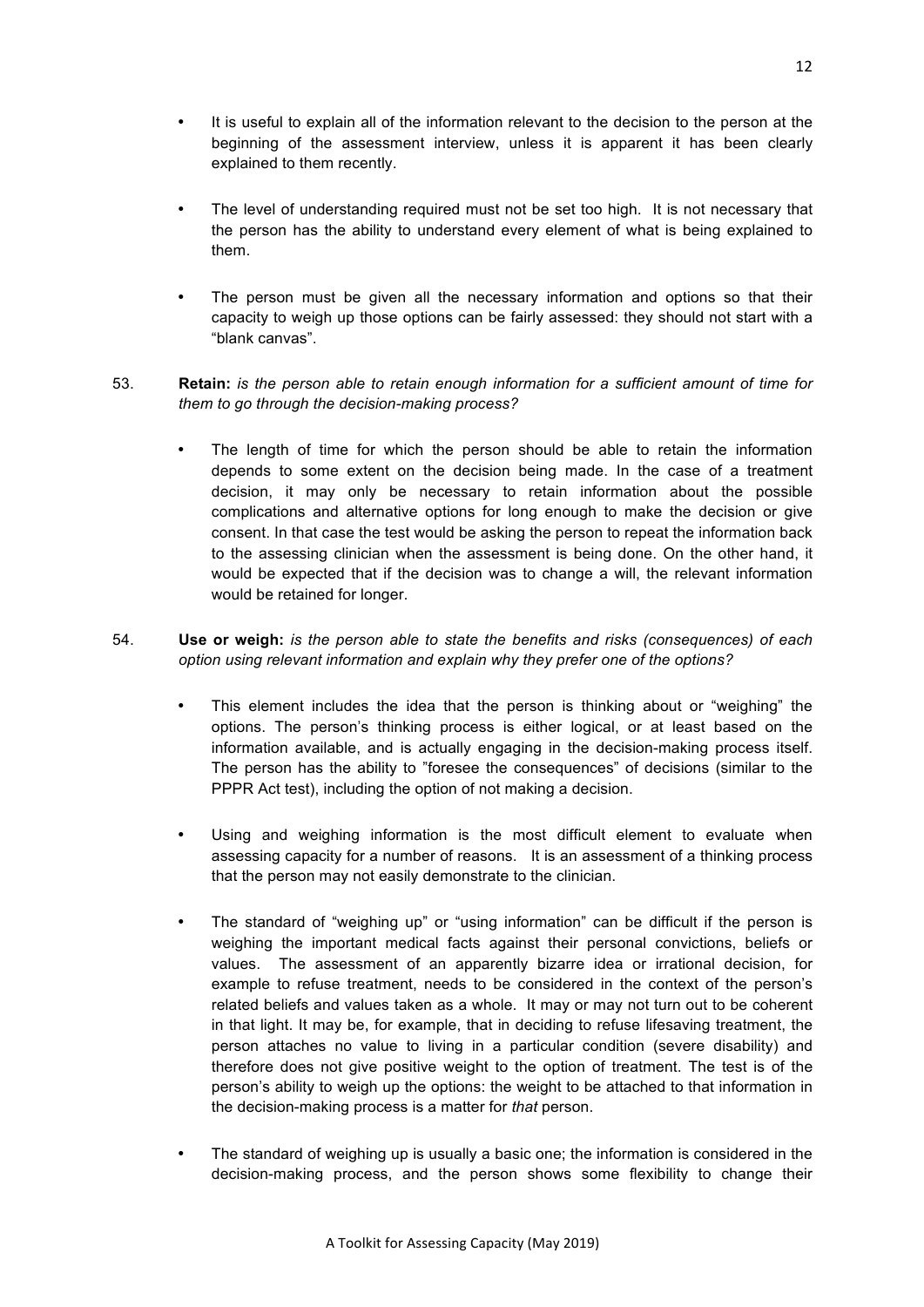- It is useful to explain all of the information relevant to the decision to the person at the beginning of the assessment interview, unless it is apparent it has been clearly explained to them recently.

- The level of understanding required must not be set too high. It is not necessary that the person has the ability to understand every element of what is being explained to them.

- The person must be given all the necessary information and options so that their capacity to weigh up those options can be fairly assessed: they should not start with a "blank canvas".

53. **Retain:** *is the person able to retain enough information for a sufficient amount of time for them to go through the decision-making process?*

    - The length of time for which the person should be able to retain the information depends to some extent on the decision being made. In the case of a treatment decision, it may only be necessary to retain information about the possible complications and alternative options for long enough to make the decision or give consent. In that case the test would be asking the person to repeat the information back to the assessing clinician when the assessment is being done. On the other hand, it would be expected that if the decision was to change a will, the relevant information would be retained for longer.

54. **Use or weigh:** *is the person able to state the benefits and risks (consequences) of each option using relevant information and explain why they prefer one of the options?*

    - This element includes the idea that the person is thinking about or "weighing" the options. The person's thinking process is either logical, or at least based on the information available, and is actually engaging in the decision-making process itself. The person has the ability to "foresee the consequences" of decisions (similar to the PPPR Act test), including the option of not making a decision.

    - Using and weighing information is the most difficult element to evaluate when assessing capacity for a number of reasons. It is an assessment of a thinking process that the person may not easily demonstrate to the clinician.

    - The standard of "weighing up" or "using information" can be difficult if the person is weighing the important medical facts against their personal convictions, beliefs or values. The assessment of an apparently bizarre idea or irrational decision, for example to refuse treatment, needs to be considered in the context of the person's related beliefs and values taken as a whole. It may or may not turn out to be coherent in that light. It may be, for example, that in deciding to refuse lifesaving treatment, the person attaches no value to living in a particular condition (severe disability) and therefore does not give positive weight to the option of treatment. The test is of the person's ability to weigh up the options: the weight to be attached to that information in the decision-making process is a matter for *that* person.

    - The standard of weighing up is usually a basic one; the information is considered in the decision-making process, and the person shows some flexibility to change their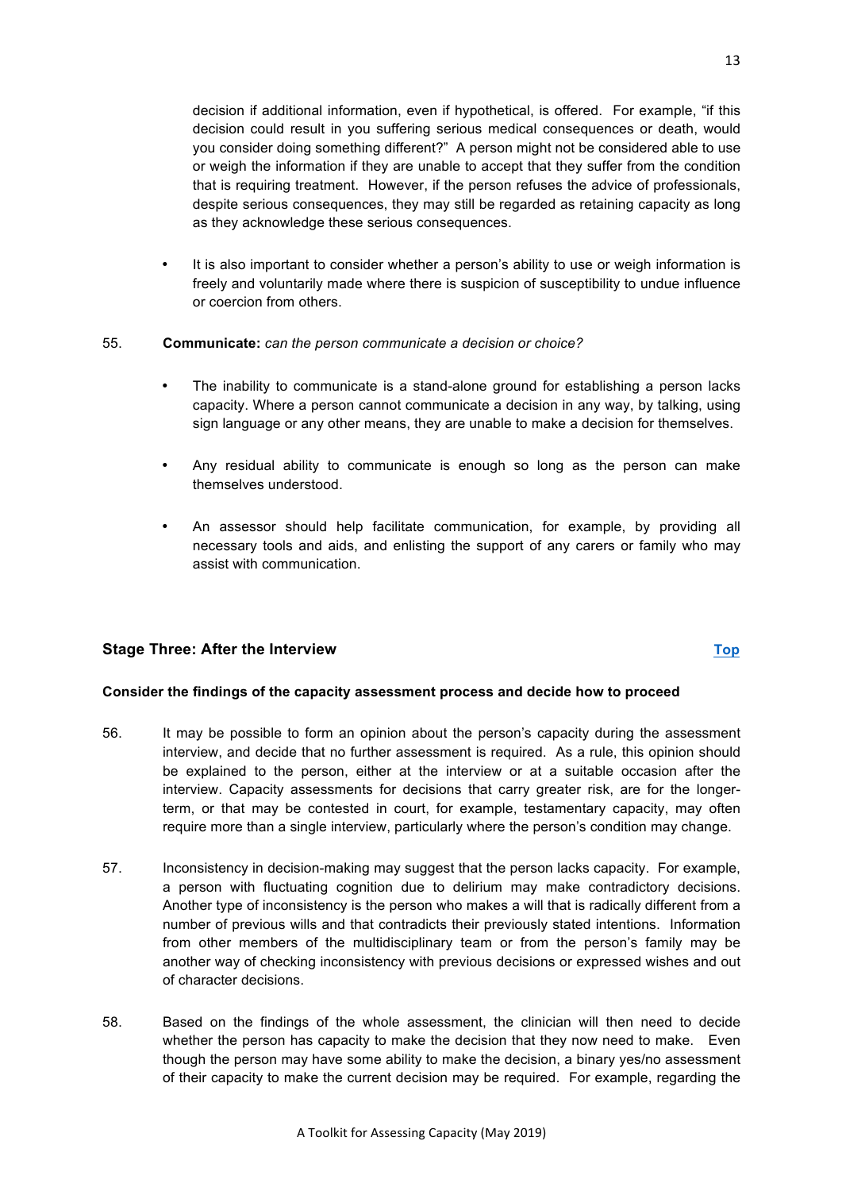decision if additional information, even if hypothetical, is offered. For example, "if this decision could result in you suffering serious medical consequences or death, would you consider doing something different?" A person might not be considered able to use or weigh the information if they are unable to accept that they suffer from the condition that is requiring treatment. However, if the person refuses the advice of professionals, despite serious consequences, they may still be regarded as retaining capacity as long as they acknowledge these serious consequences.

- It is also important to consider whether a person's ability to use or weigh information is freely and voluntarily made where there is suspicion of susceptibility to undue influence or coercion from others.

55. **Communicate:** *can the person communicate a decision or choice?*

- The inability to communicate is a stand-alone ground for establishing a person lacks capacity. Where a person cannot communicate a decision in any way, by talking, using sign language or any other means, they are unable to make a decision for themselves.

- Any residual ability to communicate is enough so long as the person can make themselves understood.

- An assessor should help facilitate communication, for example, by providing all necessary tools and aids, and enlisting the support of any carers or family who may assist with communication.

### Stage Three: After the Interview

[Top]

**Consider the findings of the capacity assessment process and decide how to proceed**

56. It may be possible to form an opinion about the person's capacity during the assessment interview, and decide that no further assessment is required. As a rule, this opinion should be explained to the person, either at the interview or at a suitable occasion after the interview. Capacity assessments for decisions that carry greater risk, are for the longer-term, or that may be contested in court, for example, testamentary capacity, may often require more than a single interview, particularly where the person's condition may change.

57. Inconsistency in decision-making may suggest that the person lacks capacity. For example, a person with fluctuating cognition due to delirium may make contradictory decisions. Another type of inconsistency is the person who makes a will that is radically different from a number of previous wills and that contradicts their previously stated intentions. Information from other members of the multidisciplinary team or from the person's family may be another way of checking inconsistency with previous decisions or expressed wishes and out of character decisions.

58. Based on the findings of the whole assessment, the clinician will then need to decide whether the person has capacity to make the decision that they now need to make. Even though the person may have some ability to make the decision, a binary yes/no assessment of their capacity to make the current decision may be required. For example, regarding the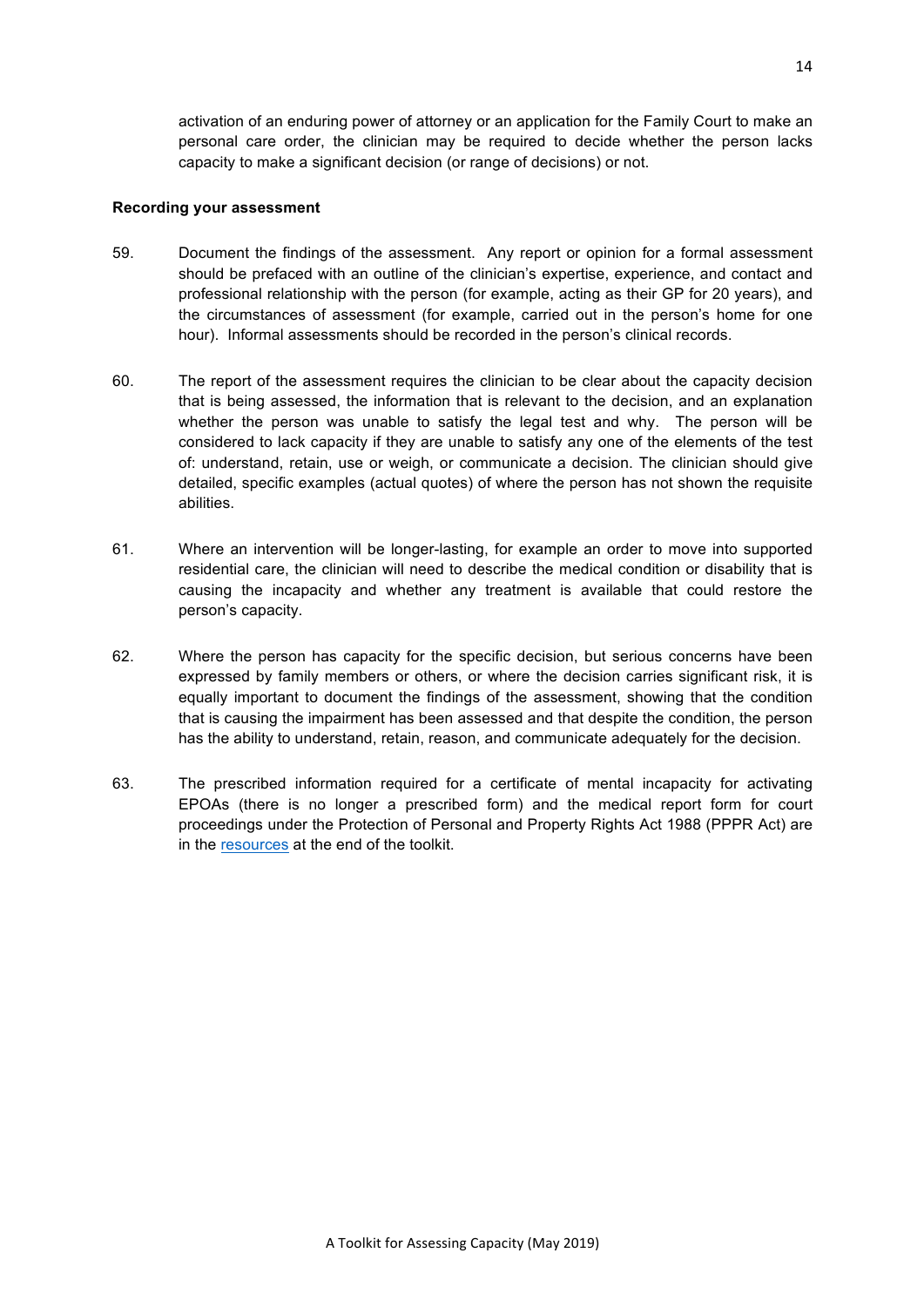activation of an enduring power of attorney or an application for the Family Court to make an personal care order, the clinician may be required to decide whether the person lacks capacity to make a significant decision (or range of decisions) or not.

**Recording your assessment**

59. Document the findings of the assessment. Any report or opinion for a formal assessment should be prefaced with an outline of the clinician's expertise, experience, and contact and professional relationship with the person (for example, acting as their GP for 20 years), and the circumstances of assessment (for example, carried out in the person's home for one hour). Informal assessments should be recorded in the person's clinical records.

60. The report of the assessment requires the clinician to be clear about the capacity decision that is being assessed, the information that is relevant to the decision, and an explanation whether the person was unable to satisfy the legal test and why. The person will be considered to lack capacity if they are unable to satisfy any one of the elements of the test of: understand, retain, use or weigh, or communicate a decision. The clinician should give detailed, specific examples (actual quotes) of where the person has not shown the requisite abilities.

61. Where an intervention will be longer-lasting, for example an order to move into supported residential care, the clinician will need to describe the medical condition or disability that is causing the incapacity and whether any treatment is available that could restore the person's capacity.

62. Where the person has capacity for the specific decision, but serious concerns have been expressed by family members or others, or where the decision carries significant risk, it is equally important to document the findings of the assessment, showing that the condition that is causing the impairment has been assessed and that despite the condition, the person has the ability to understand, retain, reason, and communicate adequately for the decision.

63. The prescribed information required for a certificate of mental incapacity for activating EPOAs (there is no longer a prescribed form) and the medical report form for court proceedings under the Protection of Personal and Property Rights Act 1988 (PPPR Act) are in the resources at the end of the toolkit.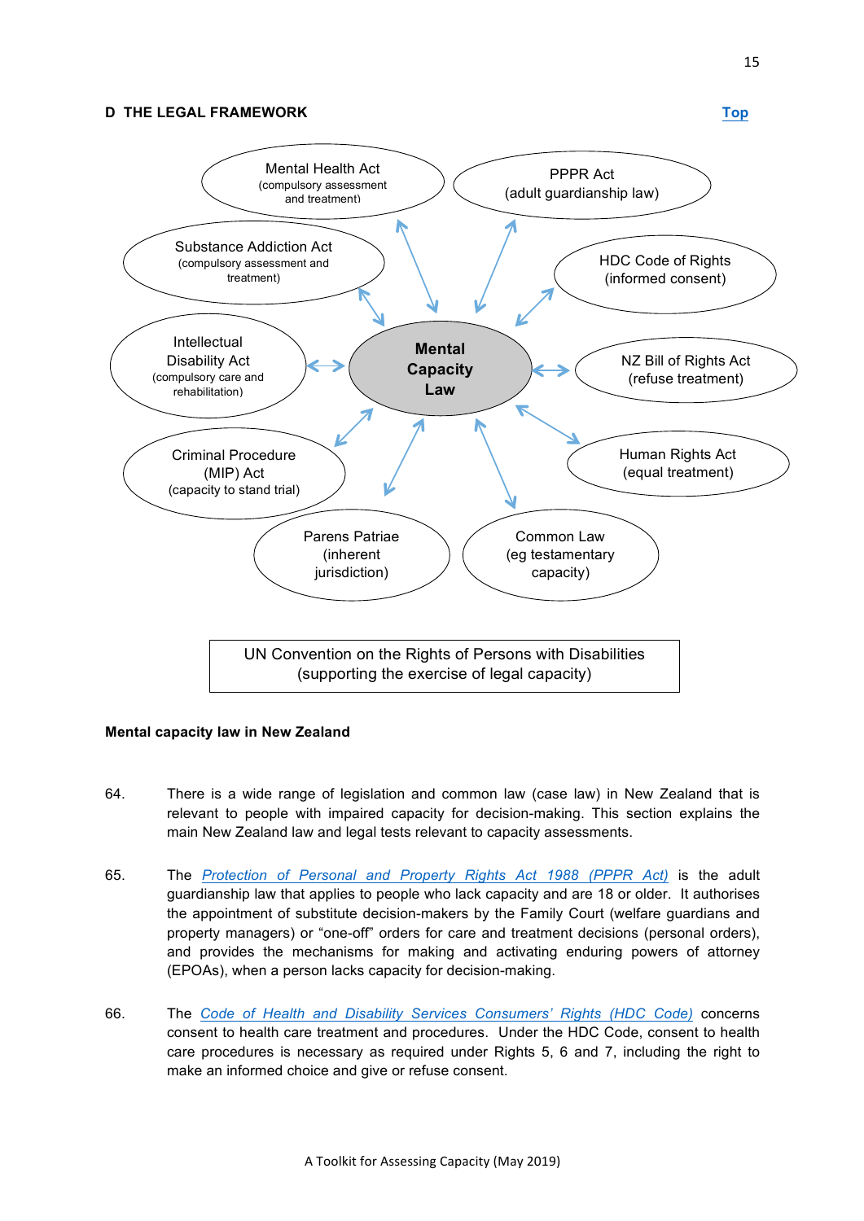## D THE LEGAL FRAMEWORK

Top

Mental Health Act (compulsory assessment and treatment)

PPPR Act (adult guardianship law)

Substance Addiction Act (compulsory assessment and treatment)

HDC Code of Rights (informed consent)

Intellectual Disability Act (compulsory care and rehabilitation)

**Mental Capacity Law**

NZ Bill of Rights Act (refuse treatment)

Criminal Procedure (MIP) Act (capacity to stand trial)

Human Rights Act (equal treatment)

Parens Patriae (inherent jurisdiction)

Common Law (eg testamentary capacity)

UN Convention on the Rights of Persons with Disabilities (supporting the exercise of legal capacity)

**Mental capacity law in New Zealand**

64. There is a wide range of legislation and common law (case law) in New Zealand that is relevant to people with impaired capacity for decision-making. This section explains the main New Zealand law and legal tests relevant to capacity assessments.

65. The *Protection of Personal and Property Rights Act 1988 (PPPR Act)* is the adult guardianship law that applies to people who lack capacity and are 18 or older. It authorises the appointment of substitute decision-makers by the Family Court (welfare guardians and property managers) or "one-off" orders for care and treatment decisions (personal orders), and provides the mechanisms for making and activating enduring powers of attorney (EPOAs), when a person lacks capacity for decision-making.

66. The *Code of Health and Disability Services Consumers' Rights (HDC Code)* concerns consent to health care treatment and procedures. Under the HDC Code, consent to health care procedures is necessary as required under Rights 5, 6 and 7, including the right to make an informed choice and give or refuse consent.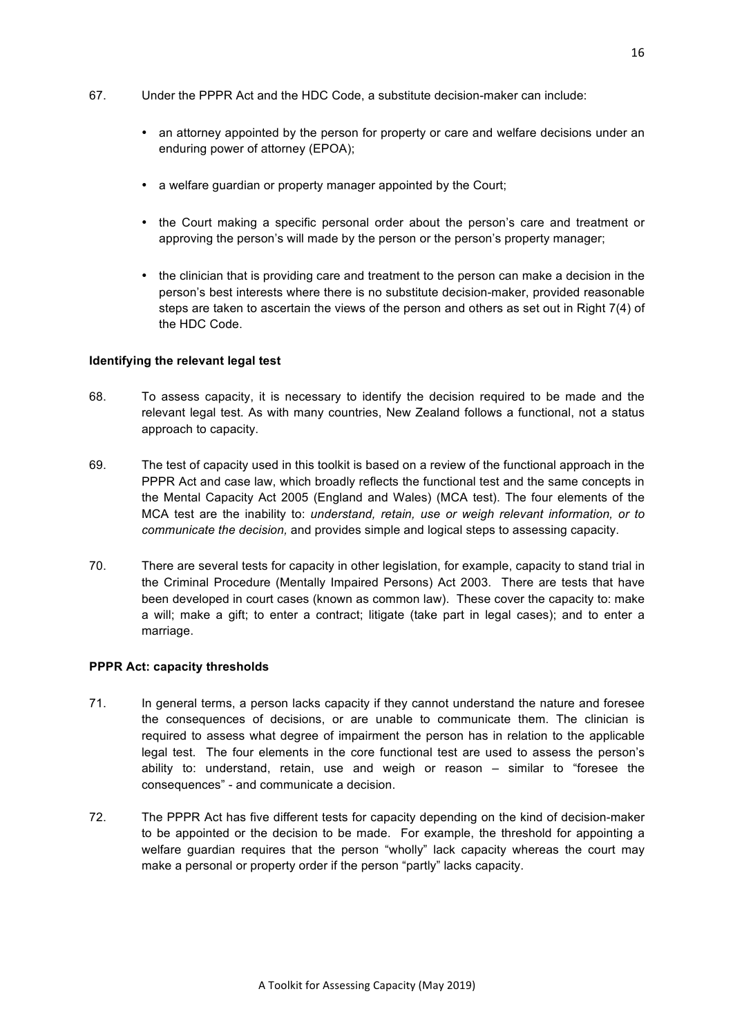67. Under the PPPR Act and the HDC Code, a substitute decision-maker can include:

- an attorney appointed by the person for property or care and welfare decisions under an enduring power of attorney (EPOA);
- a welfare guardian or property manager appointed by the Court;
- the Court making a specific personal order about the person's care and treatment or approving the person's will made by the person or the person's property manager;
- the clinician that is providing care and treatment to the person can make a decision in the person's best interests where there is no substitute decision-maker, provided reasonable steps are taken to ascertain the views of the person and others as set out in Right 7(4) of the HDC Code.

**Identifying the relevant legal test**

68. To assess capacity, it is necessary to identify the decision required to be made and the relevant legal test. As with many countries, New Zealand follows a functional, not a status approach to capacity.

69. The test of capacity used in this toolkit is based on a review of the functional approach in the PPPR Act and case law, which broadly reflects the functional test and the same concepts in the Mental Capacity Act 2005 (England and Wales) (MCA test). The four elements of the MCA test are the inability to: *understand, retain, use or weigh relevant information, or to communicate the decision,* and provides simple and logical steps to assessing capacity.

70. There are several tests for capacity in other legislation, for example, capacity to stand trial in the Criminal Procedure (Mentally Impaired Persons) Act 2003. There are tests that have been developed in court cases (known as common law). These cover the capacity to: make a will; make a gift; to enter a contract; litigate (take part in legal cases); and to enter a marriage.

**PPPR Act: capacity thresholds**

71. In general terms, a person lacks capacity if they cannot understand the nature and foresee the consequences of decisions, or are unable to communicate them. The clinician is required to assess what degree of impairment the person has in relation to the applicable legal test. The four elements in the core functional test are used to assess the person's ability to: understand, retain, use and weigh or reason – similar to "foresee the consequences" - and communicate a decision.

72. The PPPR Act has five different tests for capacity depending on the kind of decision-maker to be appointed or the decision to be made. For example, the threshold for appointing a welfare guardian requires that the person "wholly" lack capacity whereas the court may make a personal or property order if the person "partly" lacks capacity.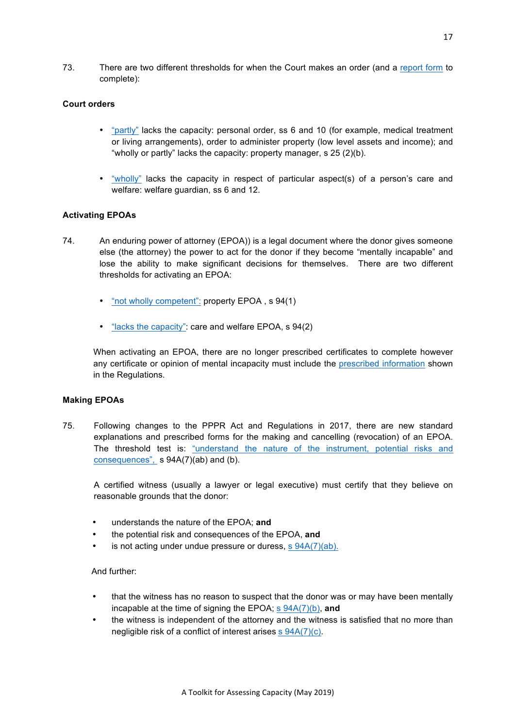73. There are two different thresholds for when the Court makes an order (and a report form to complete):

**Court orders**

- "partly" lacks the capacity: personal order, ss 6 and 10 (for example, medical treatment or living arrangements), order to administer property (low level assets and income); and "wholly or partly" lacks the capacity: property manager, s 25 (2)(b).

- "wholly" lacks the capacity in respect of particular aspect(s) of a person's care and welfare: welfare guardian, ss 6 and 12.

**Activating EPOAs**

74. An enduring power of attorney (EPOA)) is a legal document where the donor gives someone else (the attorney) the power to act for the donor if they become "mentally incapable" and lose the ability to make significant decisions for themselves. There are two different thresholds for activating an EPOA:

- "not wholly competent": property EPOA , s 94(1)

- "lacks the capacity": care and welfare EPOA, s 94(2)

When activating an EPOA, there are no longer prescribed certificates to complete however any certificate or opinion of mental incapacity must include the prescribed information shown in the Regulations.

**Making EPOAs**

75. Following changes to the PPPR Act and Regulations in 2017, there are new standard explanations and prescribed forms for the making and cancelling (revocation) of an EPOA. The threshold test is: "understand the nature of the instrument, potential risks and consequences", s 94A(7)(ab) and (b).

A certified witness (usually a lawyer or legal executive) must certify that they believe on reasonable grounds that the donor:

- understands the nature of the EPOA; **and**
- the potential risk and consequences of the EPOA, **and**
- is not acting under undue pressure or duress, s 94A(7)(ab).

And further:

- that the witness has no reason to suspect that the donor was or may have been mentally incapable at the time of signing the EPOA; s 94A(7)(b), **and**
- the witness is independent of the attorney and the witness is satisfied that no more than negligible risk of a conflict of interest arises s 94A(7)(c).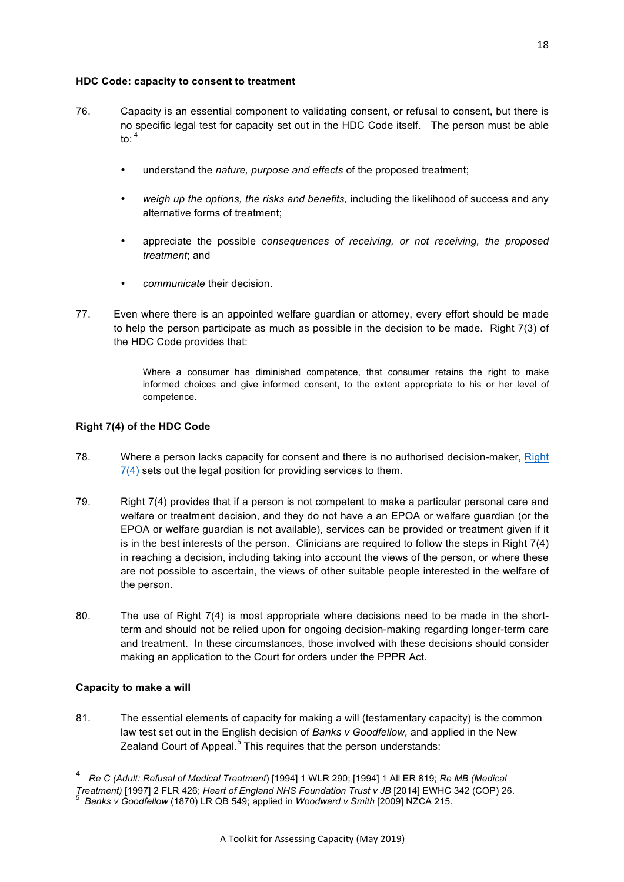**HDC Code: capacity to consent to treatment**

76. Capacity is an essential component to validating consent, or refusal to consent, but there is no specific legal test for capacity set out in the HDC Code itself. The person must be able to: [4]

- understand the *nature, purpose and effects* of the proposed treatment;
- *weigh up the options, the risks and benefits,* including the likelihood of success and any alternative forms of treatment;
- appreciate the possible *consequences of receiving, or not receiving, the proposed treatment*; and
- *communicate* their decision.

77. Even where there is an appointed welfare guardian or attorney, every effort should be made to help the person participate as much as possible in the decision to be made. Right 7(3) of the HDC Code provides that:

> Where a consumer has diminished competence, that consumer retains the right to make informed choices and give informed consent, to the extent appropriate to his or her level of competence.

**Right 7(4) of the HDC Code**

78. Where a person lacks capacity for consent and there is no authorised decision-maker, Right 7(4) sets out the legal position for providing services to them.

79. Right 7(4) provides that if a person is not competent to make a particular personal care and welfare or treatment decision, and they do not have a an EPOA or welfare guardian (or the EPOA or welfare guardian is not available), services can be provided or treatment given if it is in the best interests of the person. Clinicians are required to follow the steps in Right 7(4) in reaching a decision, including taking into account the views of the person, or where these are not possible to ascertain, the views of other suitable people interested in the welfare of the person.

80. The use of Right 7(4) is most appropriate where decisions need to be made in the short-term and should not be relied upon for ongoing decision-making regarding longer-term care and treatment. In these circumstances, those involved with these decisions should consider making an application to the Court for orders under the PPPR Act.

**Capacity to make a will**

81. The essential elements of capacity for making a will (testamentary capacity) is the common law test set out in the English decision of *Banks v Goodfellow,* and applied in the New Zealand Court of Appeal.[5] This requires that the person understands:

---

[4] *Re C (Adult: Refusal of Medical Treatment*) [1994] 1 WLR 290; [1994] 1 All ER 819; *Re MB (Medical Treatment)* [1997] 2 FLR 426; *Heart of England NHS Foundation Trust v JB* [2014] EWHC 342 (COP) 26.

[5] *Banks v Goodfellow* (1870) LR QB 549; applied in *Woodward v Smith* [2009] NZCA 215.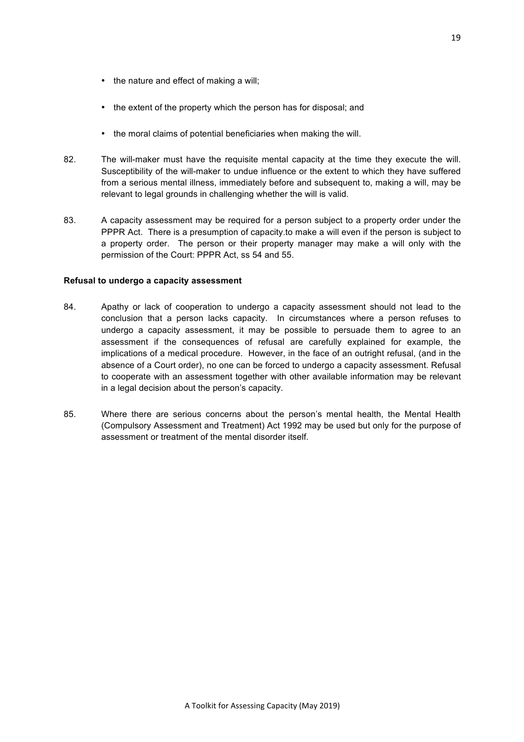- the nature and effect of making a will;
- the extent of the property which the person has for disposal; and
- the moral claims of potential beneficiaries when making the will.

82. The will-maker must have the requisite mental capacity at the time they execute the will. Susceptibility of the will-maker to undue influence or the extent to which they have suffered from a serious mental illness, immediately before and subsequent to, making a will, may be relevant to legal grounds in challenging whether the will is valid.

83. A capacity assessment may be required for a person subject to a property order under the PPPR Act. There is a presumption of capacity.to make a will even if the person is subject to a property order. The person or their property manager may make a will only with the permission of the Court: PPPR Act, ss 54 and 55.

**Refusal to undergo a capacity assessment**

84. Apathy or lack of cooperation to undergo a capacity assessment should not lead to the conclusion that a person lacks capacity. In circumstances where a person refuses to undergo a capacity assessment, it may be possible to persuade them to agree to an assessment if the consequences of refusal are carefully explained for example, the implications of a medical procedure. However, in the face of an outright refusal, (and in the absence of a Court order), no one can be forced to undergo a capacity assessment. Refusal to cooperate with an assessment together with other available information may be relevant in a legal decision about the person's capacity.

85. Where there are serious concerns about the person's mental health, the Mental Health (Compulsory Assessment and Treatment) Act 1992 may be used but only for the purpose of assessment or treatment of the mental disorder itself.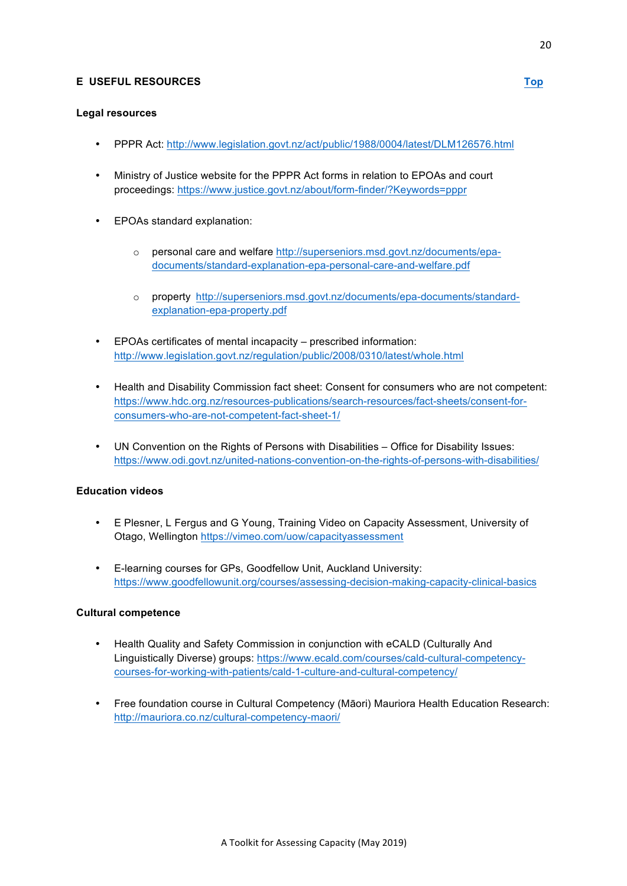## E USEFUL RESOURCES

[Top](#)

### Legal resources

- PPPR Act: http://www.legislation.govt.nz/act/public/1988/0004/latest/DLM126576.html

- Ministry of Justice website for the PPPR Act forms in relation to EPOAs and court proceedings: https://www.justice.govt.nz/about/form-finder/?Keywords=pppr

- EPOAs standard explanation:

  - personal care and welfare http://superseniors.msd.govt.nz/documents/epa-documents/standard-explanation-epa-personal-care-and-welfare.pdf

  - property http://superseniors.msd.govt.nz/documents/epa-documents/standard-explanation-epa-property.pdf

- EPOAs certificates of mental incapacity – prescribed information: http://www.legislation.govt.nz/regulation/public/2008/0310/latest/whole.html

- Health and Disability Commission fact sheet: Consent for consumers who are not competent: https://www.hdc.org.nz/resources-publications/search-resources/fact-sheets/consent-for-consumers-who-are-not-competent-fact-sheet-1/

- UN Convention on the Rights of Persons with Disabilities – Office for Disability Issues: https://www.odi.govt.nz/united-nations-convention-on-the-rights-of-persons-with-disabilities/

### Education videos

- E Plesner, L Fergus and G Young, Training Video on Capacity Assessment, University of Otago, Wellington https://vimeo.com/uow/capacityassessment

- E-learning courses for GPs, Goodfellow Unit, Auckland University: https://www.goodfellowunit.org/courses/assessing-decision-making-capacity-clinical-basics

### Cultural competence

- Health Quality and Safety Commission in conjunction with eCALD (Culturally And Linguistically Diverse) groups: https://www.ecald.com/courses/cald-cultural-competency-courses-for-working-with-patients/cald-1-culture-and-cultural-competency/

- Free foundation course in Cultural Competency (Māori) Mauriora Health Education Research: http://mauriora.co.nz/cultural-competency-maori/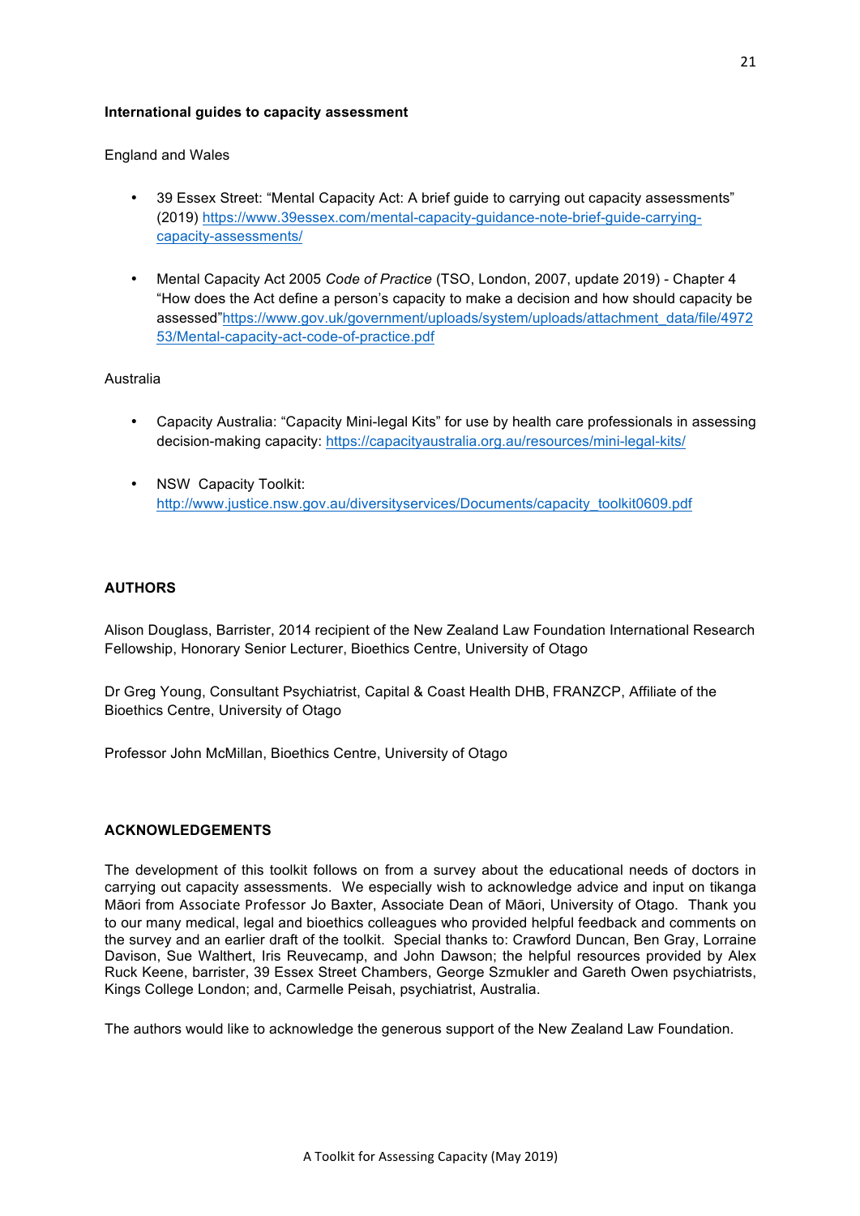**International guides to capacity assessment**

England and Wales

- 39 Essex Street: "Mental Capacity Act: A brief guide to carrying out capacity assessments" (2019) https://www.39essex.com/mental-capacity-guidance-note-brief-guide-carrying-capacity-assessments/

- Mental Capacity Act 2005 *Code of Practice* (TSO, London, 2007, update 2019) - Chapter 4 "How does the Act define a person's capacity to make a decision and how should capacity be assessed"https://www.gov.uk/government/uploads/system/uploads/attachment_data/file/497253/Mental-capacity-act-code-of-practice.pdf

Australia

- Capacity Australia: "Capacity Mini-legal Kits" for use by health care professionals in assessing decision-making capacity: https://capacityaustralia.org.au/resources/mini-legal-kits/

- NSW Capacity Toolkit: http://www.justice.nsw.gov.au/diversityservices/Documents/capacity_toolkit0609.pdf

**AUTHORS**

Alison Douglass, Barrister, 2014 recipient of the New Zealand Law Foundation International Research Fellowship, Honorary Senior Lecturer, Bioethics Centre, University of Otago

Dr Greg Young, Consultant Psychiatrist, Capital & Coast Health DHB, FRANZCP, Affiliate of the Bioethics Centre, University of Otago

Professor John McMillan, Bioethics Centre, University of Otago

**ACKNOWLEDGEMENTS**

The development of this toolkit follows on from a survey about the educational needs of doctors in carrying out capacity assessments. We especially wish to acknowledge advice and input on tikanga Māori from Associate Professor Jo Baxter, Associate Dean of Māori, University of Otago. Thank you to our many medical, legal and bioethics colleagues who provided helpful feedback and comments on the survey and an earlier draft of the toolkit. Special thanks to: Crawford Duncan, Ben Gray, Lorraine Davison, Sue Walthert, Iris Reuvecamp, and John Dawson; the helpful resources provided by Alex Ruck Keene, barrister, 39 Essex Street Chambers, George Szmukler and Gareth Owen psychiatrists, Kings College London; and, Carmelle Peisah, psychiatrist, Australia.

The authors would like to acknowledge the generous support of the New Zealand Law Foundation.